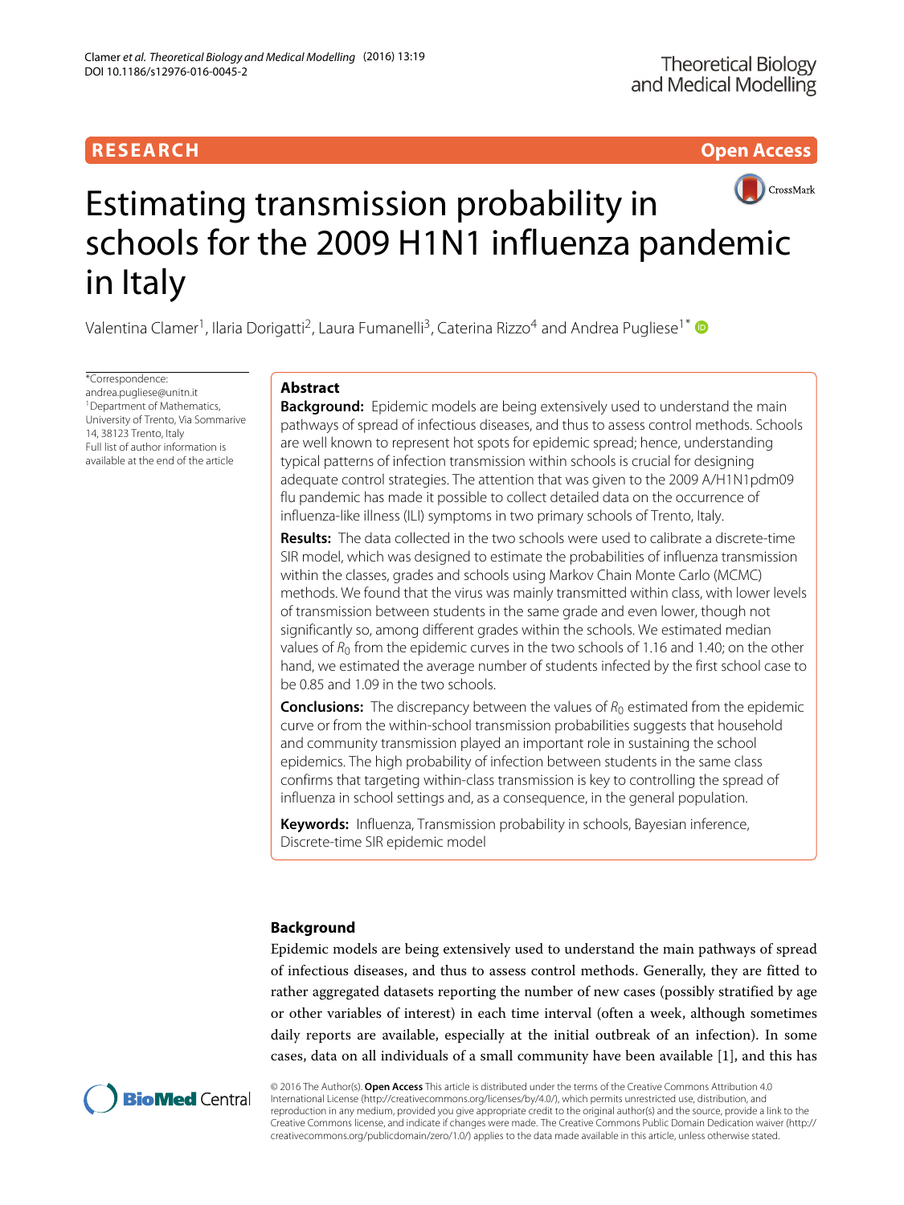RESEARCH

Open Access

# Estimating transmission probability in schools for the 2009 H1N1 influenza pandemic in Italy

Valentina Clamer[1], Ilaria Dorigatti[2], Laura Fumanelli[3], Caterina Rizzo[4] and Andrea Pugliese[1*]

*Correspondence: andrea.pugliese@unitn.it
[1]Department of Mathematics, University of Trento, Via Sommarive 14, 38123 Trento, Italy
Full list of author information is available at the end of the article

## Abstract

**Background:** Epidemic models are being extensively used to understand the main pathways of spread of infectious diseases, and thus to assess control methods. Schools are well known to represent hot spots for epidemic spread; hence, understanding typical patterns of infection transmission within schools is crucial for designing adequate control strategies. The attention that was given to the 2009 A/H1N1pdm09 flu pandemic has made it possible to collect detailed data on the occurrence of influenza-like illness (ILI) symptoms in two primary schools of Trento, Italy.

**Results:** The data collected in the two schools were used to calibrate a discrete-time SIR model, which was designed to estimate the probabilities of influenza transmission within the classes, grades and schools using Markov Chain Monte Carlo (MCMC) methods. We found that the virus was mainly transmitted within class, with lower levels of transmission between students in the same grade and even lower, though not significantly so, among different grades within the schools. We estimated median values of $R_0$ from the epidemic curves in the two schools of 1.16 and 1.40; on the other hand, we estimated the average number of students infected by the first school case to be 0.85 and 1.09 in the two schools.

**Conclusions:** The discrepancy between the values of $R_0$ estimated from the epidemic curve or from the within-school transmission probabilities suggests that household and community transmission played an important role in sustaining the school epidemics. The high probability of infection between students in the same class confirms that targeting within-class transmission is key to controlling the spread of influenza in school settings and, as a consequence, in the general population.

**Keywords:** Influenza, Transmission probability in schools, Bayesian inference, Discrete-time SIR epidemic model

## Background

Epidemic models are being extensively used to understand the main pathways of spread of infectious diseases, and thus to assess control methods. Generally, they are fitted to rather aggregated datasets reporting the number of new cases (possibly stratified by age or other variables of interest) in each time interval (often a week, although sometimes daily reports are available, especially at the initial outbreak of an infection). In some cases, data on all individuals of a small community have been available [1], and this has

© 2016 The Author(s). **Open Access** This article is distributed under the terms of the Creative Commons Attribution 4.0 International License (http://creativecommons.org/licenses/by/4.0/), which permits unrestricted use, distribution, and reproduction in any medium, provided you give appropriate credit to the original author(s) and the source, provide a link to the Creative Commons license, and indicate if changes were made. The Creative Commons Public Domain Dedication waiver (http://creativecommons.org/publicdomain/zero/1.0/) applies to the data made available in this article, unless otherwise stated.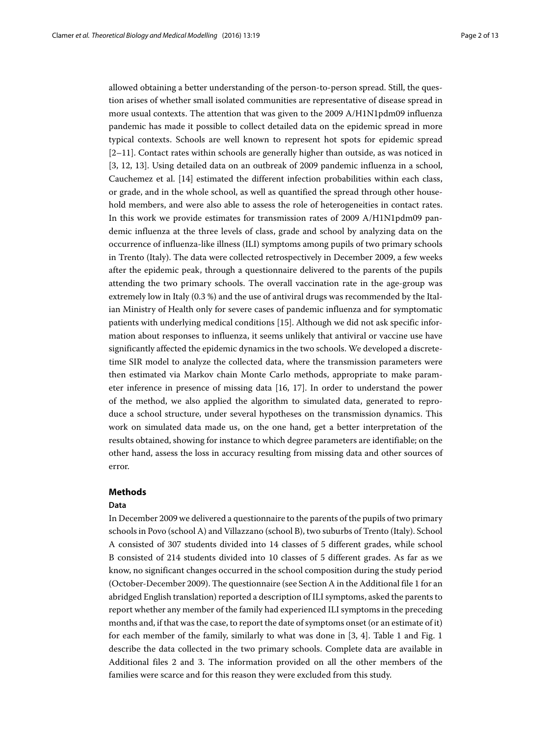allowed obtaining a better understanding of the person-to-person spread. Still, the question arises of whether small isolated communities are representative of disease spread in more usual contexts. The attention that was given to the 2009 A/H1N1pdm09 influenza pandemic has made it possible to collect detailed data on the epidemic spread in more typical contexts. Schools are well known to represent hot spots for epidemic spread [2–11]. Contact rates within schools are generally higher than outside, as was noticed in [3, 12, 13]. Using detailed data on an outbreak of 2009 pandemic influenza in a school, Cauchemez et al. [14] estimated the different infection probabilities within each class, or grade, and in the whole school, as well as quantified the spread through other household members, and were also able to assess the role of heterogeneities in contact rates. In this work we provide estimates for transmission rates of 2009 A/H1N1pdm09 pandemic influenza at the three levels of class, grade and school by analyzing data on the occurrence of influenza-like illness (ILI) symptoms among pupils of two primary schools in Trento (Italy). The data were collected retrospectively in December 2009, a few weeks after the epidemic peak, through a questionnaire delivered to the parents of the pupils attending the two primary schools. The overall vaccination rate in the age-group was extremely low in Italy (0.3 %) and the use of antiviral drugs was recommended by the Italian Ministry of Health only for severe cases of pandemic influenza and for symptomatic patients with underlying medical conditions [15]. Although we did not ask specific information about responses to influenza, it seems unlikely that antiviral or vaccine use have significantly affected the epidemic dynamics in the two schools. We developed a discrete-time SIR model to analyze the collected data, where the transmission parameters were then estimated via Markov chain Monte Carlo methods, appropriate to make parameter inference in presence of missing data [16, 17]. In order to understand the power of the method, we also applied the algorithm to simulated data, generated to reproduce a school structure, under several hypotheses on the transmission dynamics. This work on simulated data made us, on the one hand, get a better interpretation of the results obtained, showing for instance to which degree parameters are identifiable; on the other hand, assess the loss in accuracy resulting from missing data and other sources of error.

## Methods

### Data

In December 2009 we delivered a questionnaire to the parents of the pupils of two primary schools in Povo (school A) and Villazzano (school B), two suburbs of Trento (Italy). School A consisted of 307 students divided into 14 classes of 5 different grades, while school B consisted of 214 students divided into 10 classes of 5 different grades. As far as we know, no significant changes occurred in the school composition during the study period (October-December 2009). The questionnaire (see Section A in the Additional file 1 for an abridged English translation) reported a description of ILI symptoms, asked the parents to report whether any member of the family had experienced ILI symptoms in the preceding months and, if that was the case, to report the date of symptoms onset (or an estimate of it) for each member of the family, similarly to what was done in [3, 4]. Table 1 and Fig. 1 describe the data collected in the two primary schools. Complete data are available in Additional files 2 and 3. The information provided on all the other members of the families were scarce and for this reason they were excluded from this study.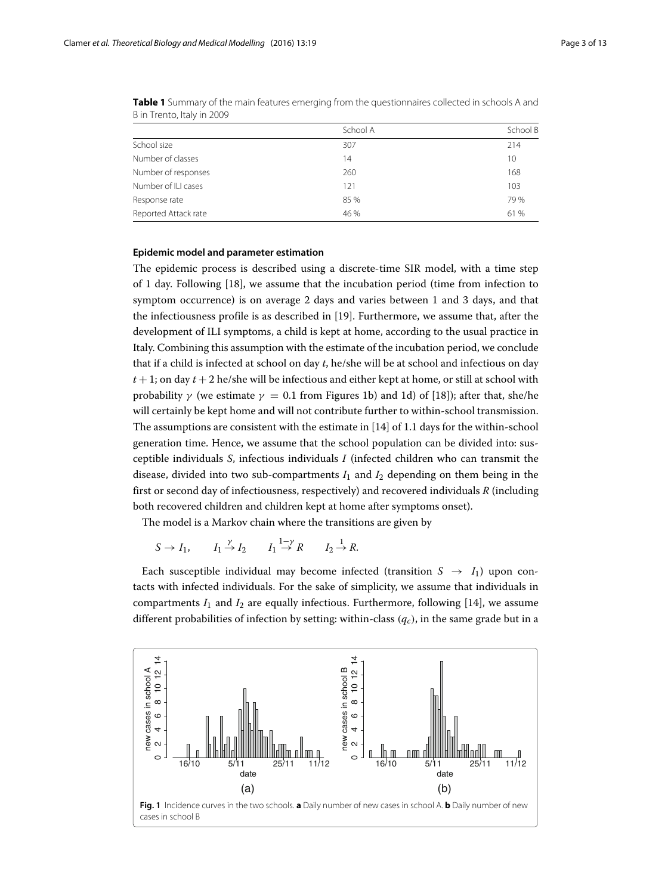**Table 1** Summary of the main features emerging from the questionnaires collected in schools A and B in Trento, Italy in 2009

| | School A | School B |
|---|---|---|
| School size | 307 | 214 |
| Number of classes | 14 | 10 |
| Number of responses | 260 | 168 |
| Number of ILI cases | 121 | 103 |
| Response rate | 85 % | 79 % |
| Reported Attack rate | 46 % | 61 % |

#### Epidemic model and parameter estimation

The epidemic process is described using a discrete-time SIR model, with a time step of 1 day. Following [18], we assume that the incubation period (time from infection to symptom occurrence) is on average 2 days and varies between 1 and 3 days, and that the infectiousness profile is as described in [19]. Furthermore, we assume that, after the development of ILI symptoms, a child is kept at home, according to the usual practice in Italy. Combining this assumption with the estimate of the incubation period, we conclude that if a child is infected at school on day $t$, he/she will be at school and infectious on day $t+1$; on day $t+2$ he/she will be infectious and either kept at home, or still at school with probability $\gamma$ (we estimate $\gamma = 0.1$ from Figures 1b) and 1d) of [18]); after that, she/he will certainly be kept home and will not contribute further to within-school transmission. The assumptions are consistent with the estimate in [14] of 1.1 days for the within-school generation time. Hence, we assume that the school population can be divided into: susceptible individuals $S$, infectious individuals $I$ (infected children who can transmit the disease, divided into two sub-compartments $I_1$ and $I_2$ depending on them being in the first or second day of infectiousness, respectively) and recovered individuals $R$ (including both recovered children and children kept at home after symptoms onset).

The model is a Markov chain where the transitions are given by

$$S \to I_1, \qquad I_1 \xrightarrow{\gamma} I_2 \qquad I_1 \xrightarrow{1-\gamma} R \qquad I_2 \xrightarrow{1} R.$$

Each susceptible individual may become infected (transition $S \to I_1$) upon contacts with infected individuals. For the sake of simplicity, we assume that individuals in compartments $I_1$ and $I_2$ are equally infectious. Furthermore, following [14], we assume different probabilities of infection by setting: within-class ($q_c$), in the same grade but in a

**Fig. 1** Incidence curves in the two schools. **a** Daily number of new cases in school A. **b** Daily number of new cases in school B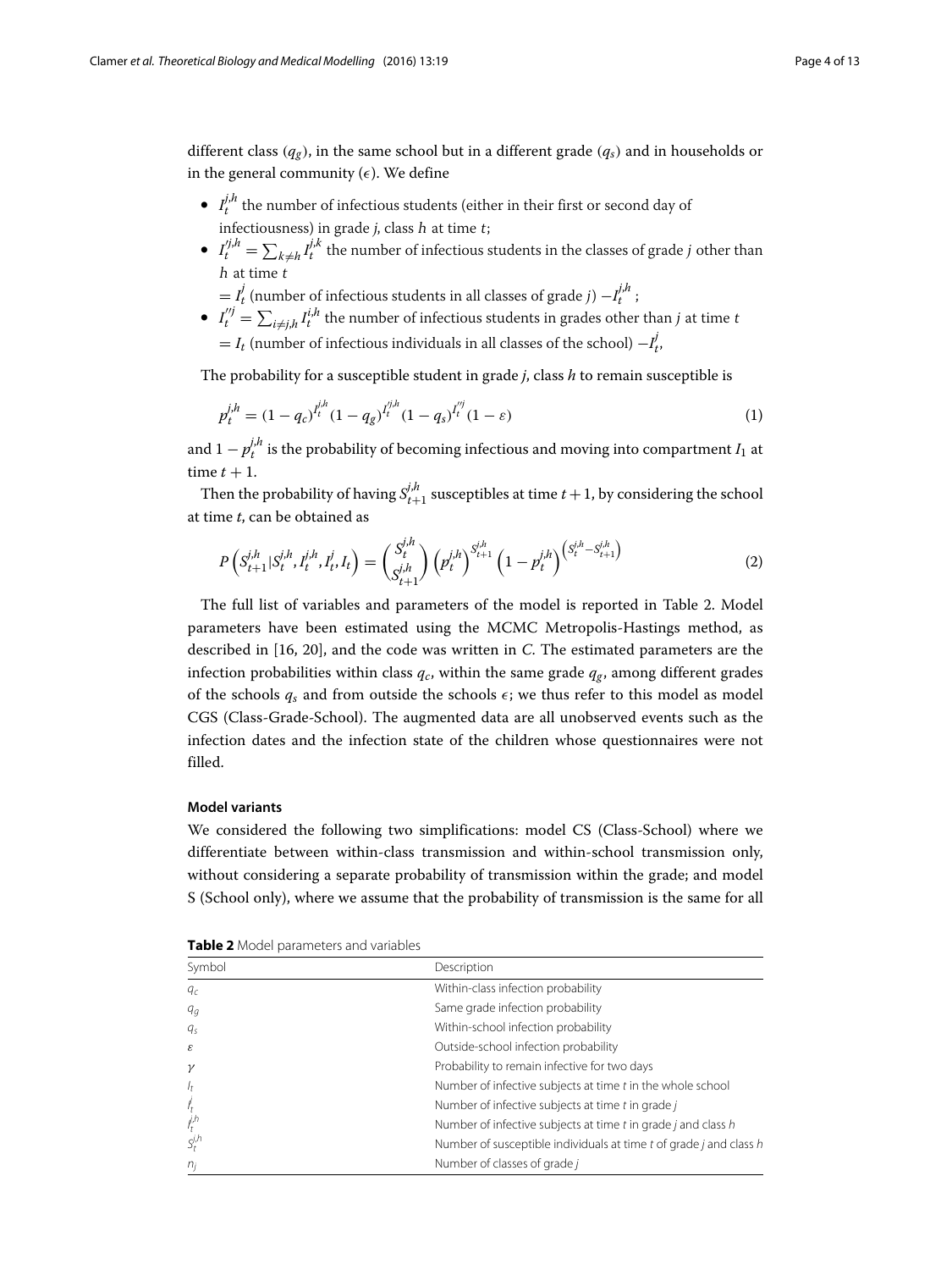different class ($q_g$), in the same school but in a different grade ($q_s$) and in households or in the general community ($\epsilon$). We define

- $I_t^{j,h}$ the number of infectious students (either in their first or second day of infectiousness) in grade $j$, class $h$ at time $t$;
- $I_t^{\prime j,h} = \sum_{k \neq h} I_t^{j,k}$ the number of infectious students in the classes of grade $j$ other than $h$ at time $t$
  $= I_t^j$ (number of infectious students in all classes of grade $j$) $-I_t^{j,h}$ ;
- $I_t^{\prime\prime j} = \sum_{i \neq j,h} I_t^{i,h}$ the number of infectious students in grades other than $j$ at time $t$
  $= I_t$ (number of infectious individuals in all classes of the school) $-I_t^j$,

The probability for a susceptible student in grade $j$, class $h$ to remain susceptible is

$$p_t^{j,h} = (1-q_c)^{I_t^{j,h}} (1-q_g)^{I_t^{\prime j,h}} (1-q_s)^{I_t^{\prime\prime j}} (1-\varepsilon) \tag{1}$$

and $1 - p_t^{j,h}$ is the probability of becoming infectious and moving into compartment $I_1$ at time $t+1$.

Then the probability of having $S_{t+1}^{j,h}$ susceptibles at time $t+1$, by considering the school at time $t$, can be obtained as

$$P\left(S_{t+1}^{j,h} | S_t^{j,h}, I_t^{j,h}, I_t^j, I_t\right) = \binom{S_t^{j,h}}{S_{t+1}^{j,h}} \left(p_t^{j,h}\right)^{S_{t+1}^{j,h}} \left(1 - p_t^{j,h}\right)^{\left(S_t^{j,h} - S_{t+1}^{j,h}\right)} \tag{2}$$

The full list of variables and parameters of the model is reported in Table 2. Model parameters have been estimated using the MCMC Metropolis-Hastings method, as described in [16, 20], and the code was written in *C*. The estimated parameters are the infection probabilities within class $q_c$, within the same grade $q_g$, among different grades of the schools $q_s$ and from outside the schools $\epsilon$; we thus refer to this model as model CGS (Class-Grade-School). The augmented data are all unobserved events such as the infection dates and the infection state of the children whose questionnaires were not filled.

#### Model variants

We considered the following two simplifications: model CS (Class-School) where we differentiate between within-class transmission and within-school transmission only, without considering a separate probability of transmission within the grade; and model S (School only), where we assume that the probability of transmission is the same for all

**Table 2** Model parameters and variables

| Symbol | Description |
|---|---|
| $q_c$ | Within-class infection probability |
| $q_g$ | Same grade infection probability |
| $q_s$ | Within-school infection probability |
| $\varepsilon$ | Outside-school infection probability |
| $\gamma$ | Probability to remain infective for two days |
| $I_t$ | Number of infective subjects at time $t$ in the whole school |
| $I_t^j$ | Number of infective subjects at time $t$ in grade $j$ |
| $I_t^{j,h}$ | Number of infective subjects at time $t$ in grade $j$ and class $h$ |
| $S_t^{j,h}$ | Number of susceptible individuals at time $t$ of grade $j$ and class $h$ |
| $n_j$ | Number of classes of grade $j$ |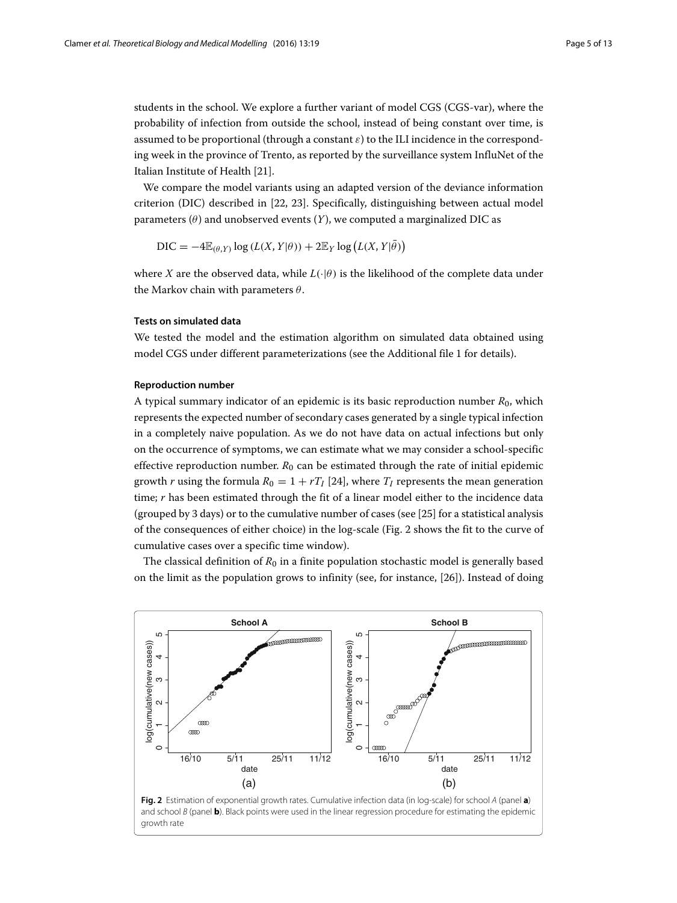students in the school. We explore a further variant of model CGS (CGS-var), where the probability of infection from outside the school, instead of being constant over time, is assumed to be proportional (through a constant $\varepsilon$) to the ILI incidence in the corresponding week in the province of Trento, as reported by the surveillance system InfluNet of the Italian Institute of Health [21].

We compare the model variants using an adapted version of the deviance information criterion (DIC) described in [22, 23]. Specifically, distinguishing between actual model parameters ($\theta$) and unobserved events ($Y$), we computed a marginalized DIC as

$$\mathrm{DIC} = -4\mathbb{E}_{(\theta,Y)} \log \left(L(X, Y|\theta)\right) + 2\mathbb{E}_{Y} \log \left(L(X, Y|\bar{\theta})\right)$$

where $X$ are the observed data, while $L(\cdot|\theta)$ is the likelihood of the complete data under the Markov chain with parameters $\theta$.

#### Tests on simulated data

We tested the model and the estimation algorithm on simulated data obtained using model CGS under different parameterizations (see the Additional file 1 for details).

#### Reproduction number

A typical summary indicator of an epidemic is its basic reproduction number $R_0$, which represents the expected number of secondary cases generated by a single typical infection in a completely naive population. As we do not have data on actual infections but only on the occurrence of symptoms, we can estimate what we may consider a school-specific effective reproduction number. $R_0$ can be estimated through the rate of initial epidemic growth $r$ using the formula $R_0 = 1 + rT_I$ [24], where $T_I$ represents the mean generation time; $r$ has been estimated through the fit of a linear model either to the incidence data (grouped by 3 days) or to the cumulative number of cases (see [25] for a statistical analysis of the consequences of either choice) in the log-scale (Fig. 2 shows the fit to the curve of cumulative cases over a specific time window).

The classical definition of $R_0$ in a finite population stochastic model is generally based on the limit as the population grows to infinity (see, for instance, [26]). Instead of doing

**Fig. 2** Estimation of exponential growth rates. Cumulative infection data (in log-scale) for school *A* (panel **a**) and school *B* (panel **b**). Black points were used in the linear regression procedure for estimating the epidemic growth rate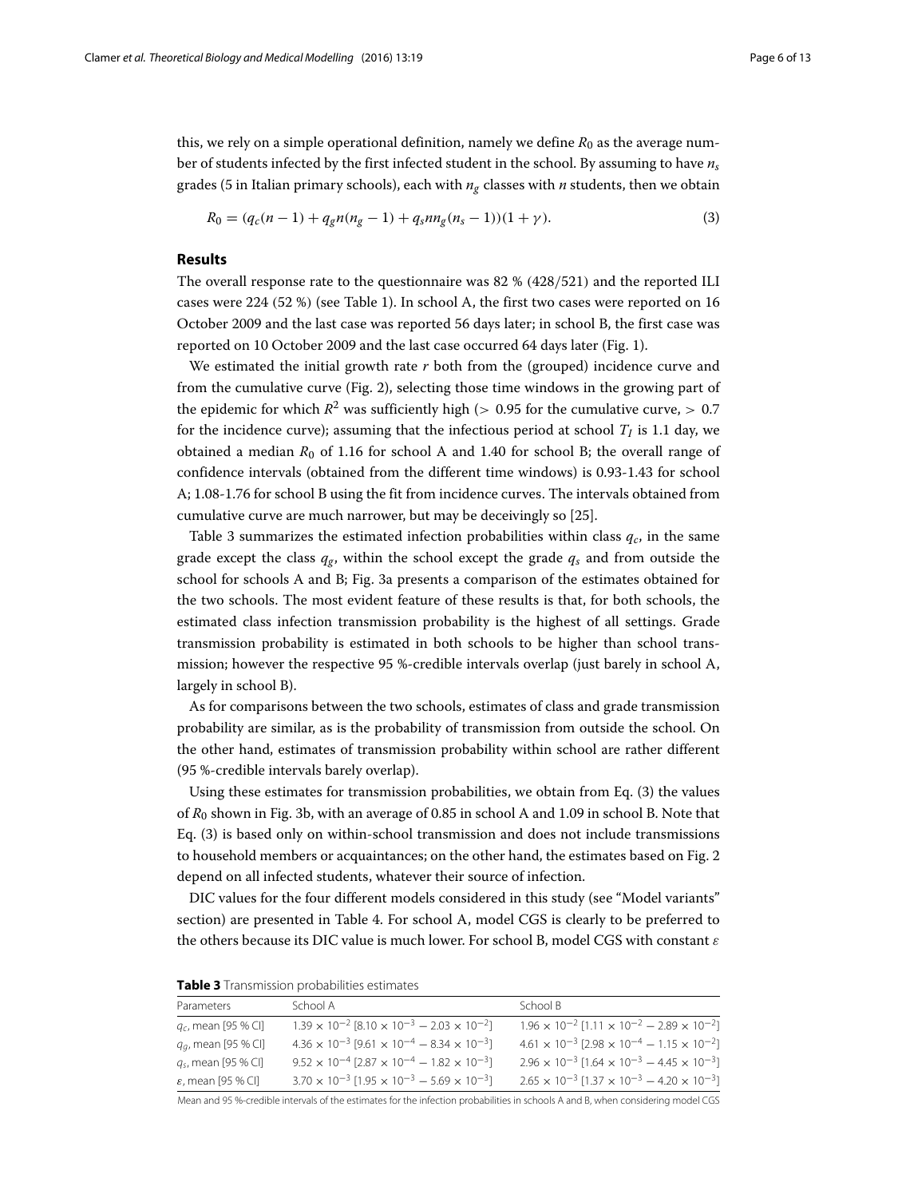this, we rely on a simple operational definition, namely we define $R_0$ as the average number of students infected by the first infected student in the school. By assuming to have $n_s$ grades (5 in Italian primary schools), each with $n_g$ classes with $n$ students, then we obtain

$$R_0 = (q_c(n-1) + q_g n(n_g - 1) + q_s n n_g (n_s - 1))(1 + \gamma). \tag{3}$$

## Results

The overall response rate to the questionnaire was 82 % (428/521) and the reported ILI cases were 224 (52 %) (see Table 1). In school A, the first two cases were reported on 16 October 2009 and the last case was reported 56 days later; in school B, the first case was reported on 10 October 2009 and the last case occurred 64 days later (Fig. 1).

We estimated the initial growth rate $r$ both from the (grouped) incidence curve and from the cumulative curve (Fig. 2), selecting those time windows in the growing part of the epidemic for which $R^2$ was sufficiently high ($> 0.95$ for the cumulative curve, $> 0.7$ for the incidence curve); assuming that the infectious period at school $T_I$ is 1.1 day, we obtained a median $R_0$ of 1.16 for school A and 1.40 for school B; the overall range of confidence intervals (obtained from the different time windows) is 0.93-1.43 for school A; 1.08-1.76 for school B using the fit from incidence curves. The intervals obtained from cumulative curve are much narrower, but may be deceivingly so [25].

Table 3 summarizes the estimated infection probabilities within class $q_c$, in the same grade except the class $q_g$, within the school except the grade $q_s$ and from outside the school for schools A and B; Fig. 3a presents a comparison of the estimates obtained for the two schools. The most evident feature of these results is that, for both schools, the estimated class infection transmission probability is the highest of all settings. Grade transmission probability is estimated in both schools to be higher than school transmission; however the respective 95 %-credible intervals overlap (just barely in school A, largely in school B).

As for comparisons between the two schools, estimates of class and grade transmission probability are similar, as is the probability of transmission from outside the school. On the other hand, estimates of transmission probability within school are rather different (95 %-credible intervals barely overlap).

Using these estimates for transmission probabilities, we obtain from Eq. (3) the values of $R_0$ shown in Fig. 3b, with an average of 0.85 in school A and 1.09 in school B. Note that Eq. (3) is based only on within-school transmission and does not include transmissions to household members or acquaintances; on the other hand, the estimates based on Fig. 2 depend on all infected students, whatever their source of infection.

DIC values for the four different models considered in this study (see "Model variants" section) are presented in Table 4. For school A, model CGS is clearly to be preferred to the others because its DIC value is much lower. For school B, model CGS with constant $\varepsilon$

**Table 3** Transmission probabilities estimates

| Parameters | School A | School B |
|---|---|---|
| $q_c$, mean [95 % CI] | $1.39 \times 10^{-2}$ [$8.10 \times 10^{-3} - 2.03 \times 10^{-2}$] | $1.96 \times 10^{-2}$ [$1.11 \times 10^{-2} - 2.89 \times 10^{-2}$] |
| $q_g$, mean [95 % CI] | $4.36 \times 10^{-3}$ [$9.61 \times 10^{-4} - 8.34 \times 10^{-3}$] | $4.61 \times 10^{-3}$ [$2.98 \times 10^{-4} - 1.15 \times 10^{-2}$] |
| $q_s$, mean [95 % CI] | $9.52 \times 10^{-4}$ [$2.87 \times 10^{-4} - 1.82 \times 10^{-3}$] | $2.96 \times 10^{-3}$ [$1.64 \times 10^{-3} - 4.45 \times 10^{-3}$] |
| $\varepsilon$, mean [95 % CI] | $3.70 \times 10^{-3}$ [$1.95 \times 10^{-3} - 5.69 \times 10^{-3}$] | $2.65 \times 10^{-3}$ [$1.37 \times 10^{-3} - 4.20 \times 10^{-3}$] |

Mean and 95 %-credible intervals of the estimates for the infection probabilities in schools A and B, when considering model CGS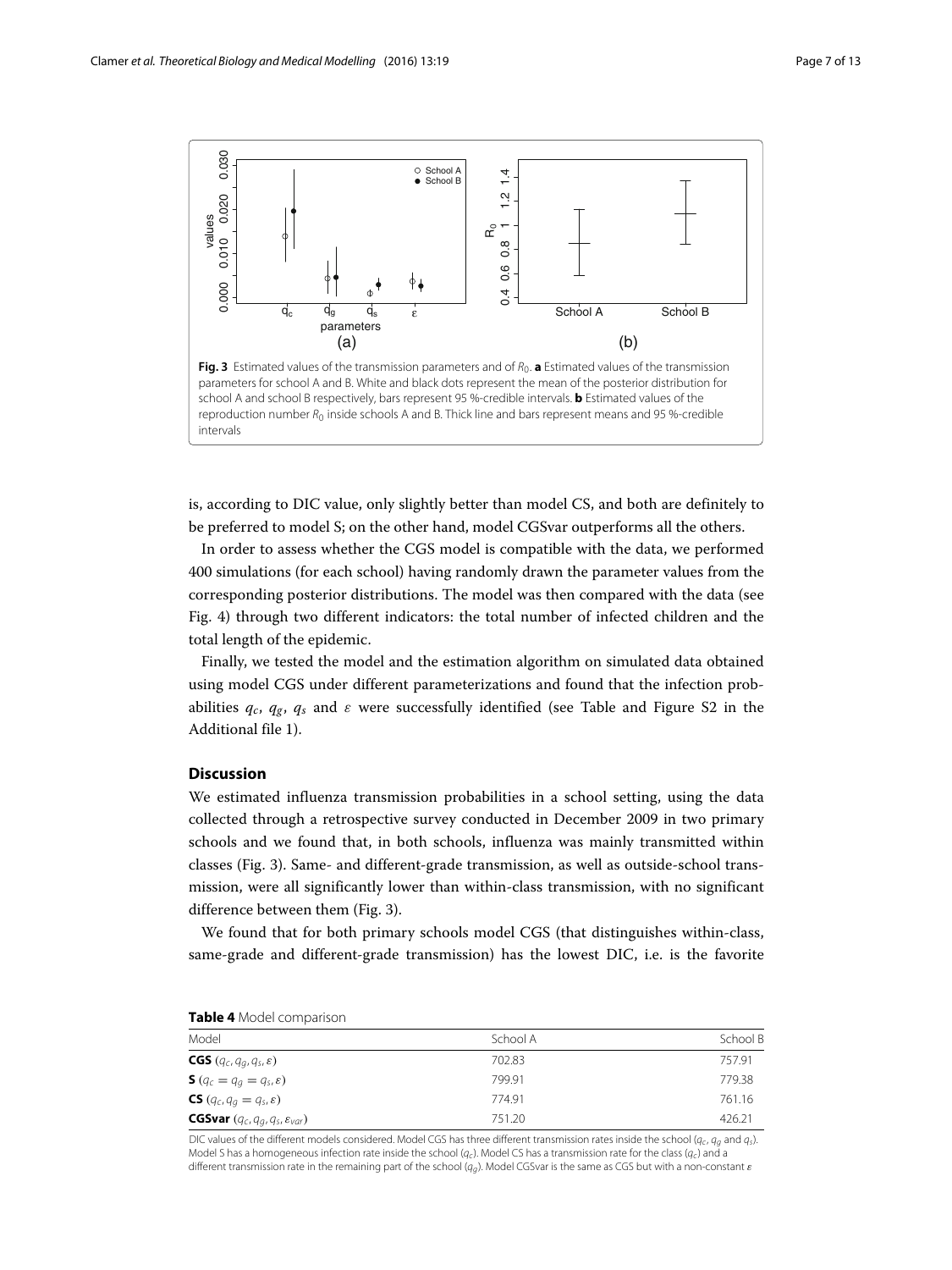**Fig. 3** Estimated values of the transmission parameters and of $R_0$. **a** Estimated values of the transmission parameters for school A and B. White and black dots represent the mean of the posterior distribution for school A and school B respectively, bars represent 95 %-credible intervals. **b** Estimated values of the reproduction number $R_0$ inside schools A and B. Thick line and bars represent means and 95 %-credible intervals

is, according to DIC value, only slightly better than model CS, and both are definitely to be preferred to model S; on the other hand, model CGSvar outperforms all the others.

In order to assess whether the CGS model is compatible with the data, we performed 400 simulations (for each school) having randomly drawn the parameter values from the corresponding posterior distributions. The model was then compared with the data (see Fig. 4) through two different indicators: the total number of infected children and the total length of the epidemic.

Finally, we tested the model and the estimation algorithm on simulated data obtained using model CGS under different parameterizations and found that the infection probabilities $q_c$, $q_g$, $q_s$ and $\varepsilon$ were successfully identified (see Table and Figure S2 in the Additional file 1).

## Discussion

We estimated influenza transmission probabilities in a school setting, using the data collected through a retrospective survey conducted in December 2009 in two primary schools and we found that, in both schools, influenza was mainly transmitted within classes (Fig. 3). Same- and different-grade transmission, as well as outside-school transmission, were all significantly lower than within-class transmission, with no significant difference between them (Fig. 3).

We found that for both primary schools model CGS (that distinguishes within-class, same-grade and different-grade transmission) has the lowest DIC, i.e. is the favorite

**Table 4** Model comparison

| Model | School A | School B |
|---|---|---|
| **CGS** $(q_c, q_g, q_s, \varepsilon)$ | 702.83 | 757.91 |
| **S** $(q_c = q_g = q_s, \varepsilon)$ | 799.91 | 779.38 |
| **CS** $(q_c, q_g = q_s, \varepsilon)$ | 774.91 | 761.16 |
| **CGSvar** $(q_c, q_g, q_s, \varepsilon_{var})$ | 751.20 | 426.21 |

DIC values of the different models considered. Model CGS has three different transmission rates inside the school ($q_c$, $q_g$ and $q_s$). Model S has a homogeneous infection rate inside the school ($q_c$). Model CS has a transmission rate for the class ($q_c$) and a different transmission rate in the remaining part of the school ($q_g$). Model CGSvar is the same as CGS but with a non-constant $\varepsilon$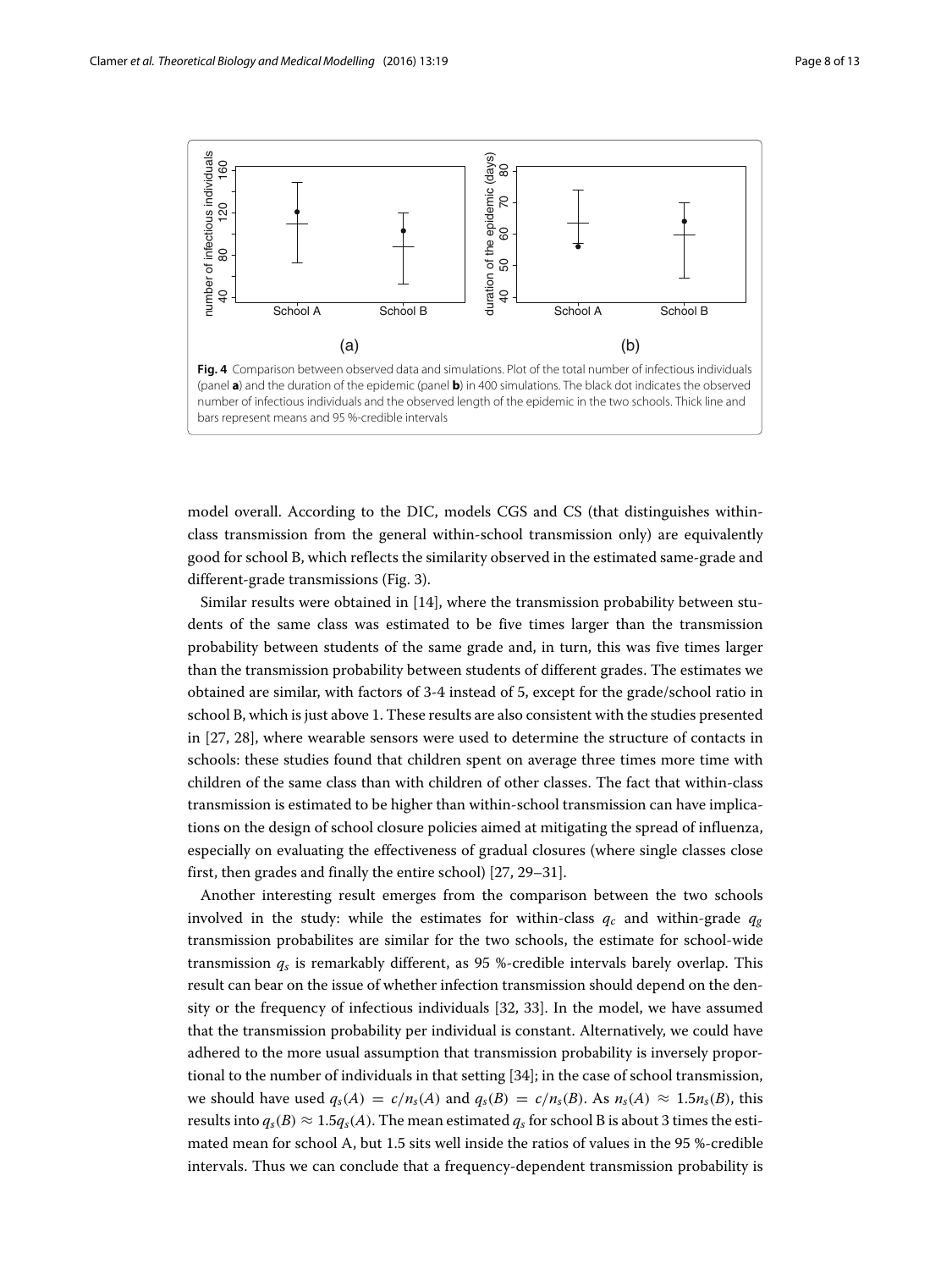Fig. 4 Comparison between observed data and simulations. Plot of the total number of infectious individuals (panel **a**) and the duration of the epidemic (panel **b**) in 400 simulations. The black dot indicates the observed number of infectious individuals and the observed length of the epidemic in the two schools. Thick line and bars represent means and 95 %-credible intervals

model overall. According to the DIC, models CGS and CS (that distinguishes within-class transmission from the general within-school transmission only) are equivalently good for school B, which reflects the similarity observed in the estimated same-grade and different-grade transmissions (Fig. 3).

Similar results were obtained in [14], where the transmission probability between students of the same class was estimated to be five times larger than the transmission probability between students of the same grade and, in turn, this was five times larger than the transmission probability between students of different grades. The estimates we obtained are similar, with factors of 3-4 instead of 5, except for the grade/school ratio in school B, which is just above 1. These results are also consistent with the studies presented in [27, 28], where wearable sensors were used to determine the structure of contacts in schools: these studies found that children spent on average three times more time with children of the same class than with children of other classes. The fact that within-class transmission is estimated to be higher than within-school transmission can have implications on the design of school closure policies aimed at mitigating the spread of influenza, especially on evaluating the effectiveness of gradual closures (where single classes close first, then grades and finally the entire school) [27, 29–31].

Another interesting result emerges from the comparison between the two schools involved in the study: while the estimates for within-class $q_c$ and within-grade $q_g$ transmission probabilites are similar for the two schools, the estimate for school-wide transmission $q_s$ is remarkably different, as 95 %-credible intervals barely overlap. This result can bear on the issue of whether infection transmission should depend on the density or the frequency of infectious individuals [32, 33]. In the model, we have assumed that the transmission probability per individual is constant. Alternatively, we could have adhered to the more usual assumption that transmission probability is inversely proportional to the number of individuals in that setting [34]; in the case of school transmission, we should have used $q_s(A) = c/n_s(A)$ and $q_s(B) = c/n_s(B)$. As $n_s(A) \approx 1.5n_s(B)$, this results into $q_s(B) \approx 1.5q_s(A)$. The mean estimated $q_s$ for school B is about 3 times the estimated mean for school A, but 1.5 sits well inside the ratios of values in the 95 %-credible intervals. Thus we can conclude that a frequency-dependent transmission probability is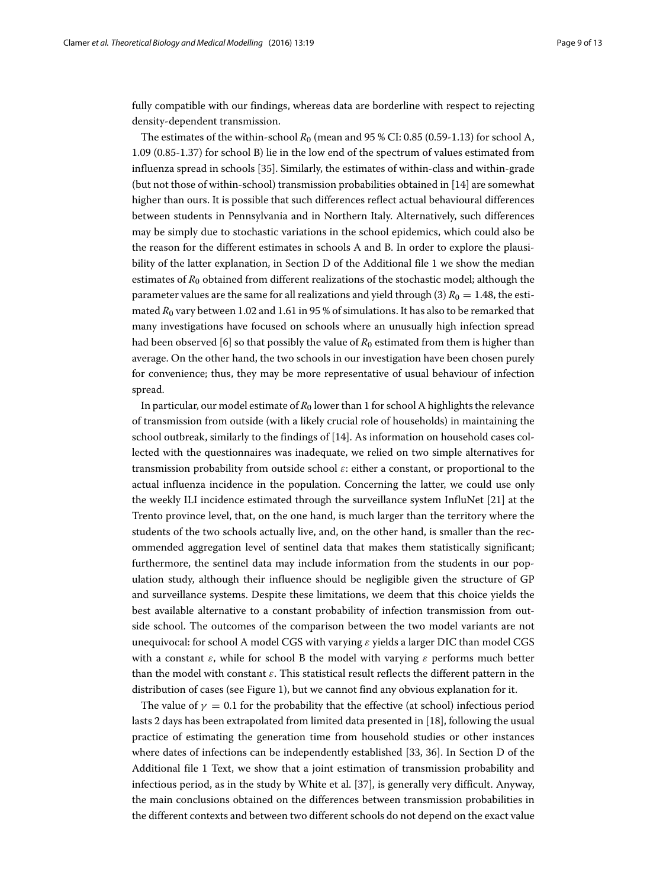fully compatible with our findings, whereas data are borderline with respect to rejecting density-dependent transmission.

The estimates of the within-school $R_0$ (mean and 95 % CI: 0.85 (0.59-1.13) for school A, 1.09 (0.85-1.37) for school B) lie in the low end of the spectrum of values estimated from influenza spread in schools [35]. Similarly, the estimates of within-class and within-grade (but not those of within-school) transmission probabilities obtained in [14] are somewhat higher than ours. It is possible that such differences reflect actual behavioural differences between students in Pennsylvania and in Northern Italy. Alternatively, such differences may be simply due to stochastic variations in the school epidemics, which could also be the reason for the different estimates in schools A and B. In order to explore the plausibility of the latter explanation, in Section D of the Additional file 1 we show the median estimates of $R_0$ obtained from different realizations of the stochastic model; although the parameter values are the same for all realizations and yield through (3) $R_0 = 1.48$, the estimated $R_0$ vary between 1.02 and 1.61 in 95 % of simulations. It has also to be remarked that many investigations have focused on schools where an unusually high infection spread had been observed [6] so that possibly the value of $R_0$ estimated from them is higher than average. On the other hand, the two schools in our investigation have been chosen purely for convenience; thus, they may be more representative of usual behaviour of infection spread.

In particular, our model estimate of $R_0$ lower than 1 for school A highlights the relevance of transmission from outside (with a likely crucial role of households) in maintaining the school outbreak, similarly to the findings of [14]. As information on household cases collected with the questionnaires was inadequate, we relied on two simple alternatives for transmission probability from outside school $\varepsilon$: either a constant, or proportional to the actual influenza incidence in the population. Concerning the latter, we could use only the weekly ILI incidence estimated through the surveillance system InfluNet [21] at the Trento province level, that, on the one hand, is much larger than the territory where the students of the two schools actually live, and, on the other hand, is smaller than the recommended aggregation level of sentinel data that makes them statistically significant; furthermore, the sentinel data may include information from the students in our population study, although their influence should be negligible given the structure of GP and surveillance systems. Despite these limitations, we deem that this choice yields the best available alternative to a constant probability of infection transmission from outside school. The outcomes of the comparison between the two model variants are not unequivocal: for school A model CGS with varying $\varepsilon$ yields a larger DIC than model CGS with a constant $\varepsilon$, while for school B the model with varying $\varepsilon$ performs much better than the model with constant $\varepsilon$. This statistical result reflects the different pattern in the distribution of cases (see Figure 1), but we cannot find any obvious explanation for it.

The value of $\gamma = 0.1$ for the probability that the effective (at school) infectious period lasts 2 days has been extrapolated from limited data presented in [18], following the usual practice of estimating the generation time from household studies or other instances where dates of infections can be independently established [33, 36]. In Section D of the Additional file 1 Text, we show that a joint estimation of transmission probability and infectious period, as in the study by White et al. [37], is generally very difficult. Anyway, the main conclusions obtained on the differences between transmission probabilities in the different contexts and between two different schools do not depend on the exact value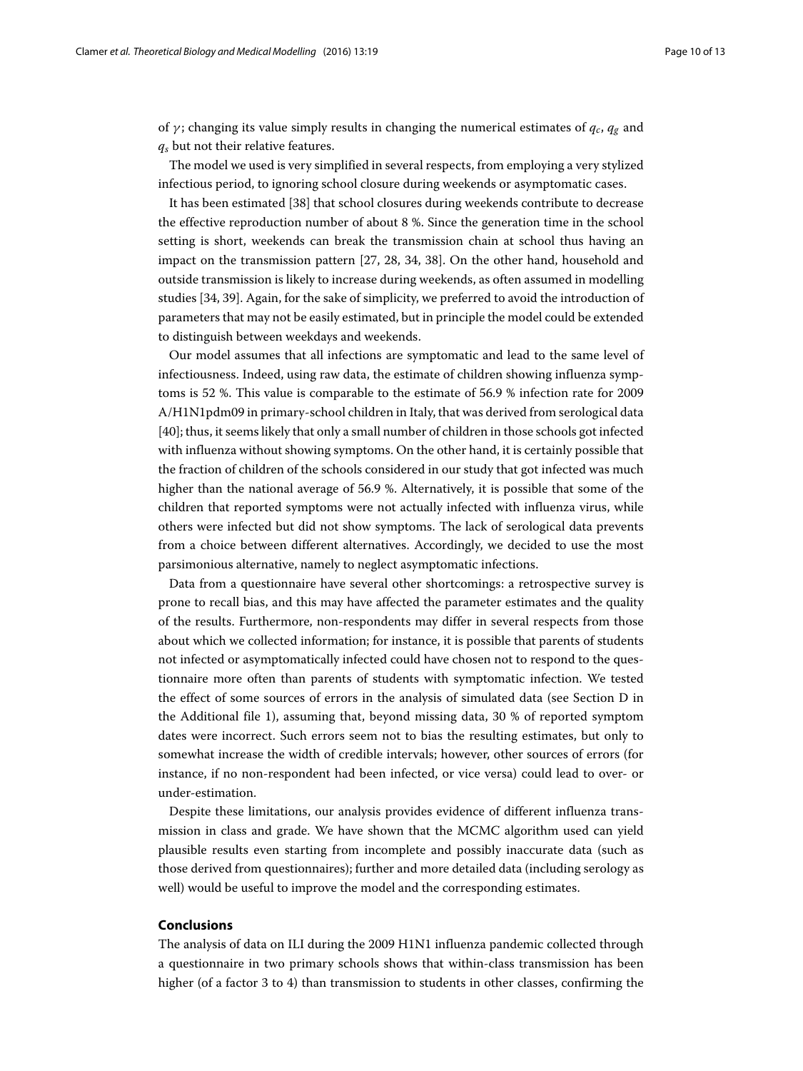of $\gamma$; changing its value simply results in changing the numerical estimates of $q_c$, $q_g$ and $q_s$ but not their relative features.

The model we used is very simplified in several respects, from employing a very stylized infectious period, to ignoring school closure during weekends or asymptomatic cases.

It has been estimated [38] that school closures during weekends contribute to decrease the effective reproduction number of about 8 %. Since the generation time in the school setting is short, weekends can break the transmission chain at school thus having an impact on the transmission pattern [27, 28, 34, 38]. On the other hand, household and outside transmission is likely to increase during weekends, as often assumed in modelling studies [34, 39]. Again, for the sake of simplicity, we preferred to avoid the introduction of parameters that may not be easily estimated, but in principle the model could be extended to distinguish between weekdays and weekends.

Our model assumes that all infections are symptomatic and lead to the same level of infectiousness. Indeed, using raw data, the estimate of children showing influenza symptoms is 52 %. This value is comparable to the estimate of 56.9 % infection rate for 2009 A/H1N1pdm09 in primary-school children in Italy, that was derived from serological data [40]; thus, it seems likely that only a small number of children in those schools got infected with influenza without showing symptoms. On the other hand, it is certainly possible that the fraction of children of the schools considered in our study that got infected was much higher than the national average of 56.9 %. Alternatively, it is possible that some of the children that reported symptoms were not actually infected with influenza virus, while others were infected but did not show symptoms. The lack of serological data prevents from a choice between different alternatives. Accordingly, we decided to use the most parsimonious alternative, namely to neglect asymptomatic infections.

Data from a questionnaire have several other shortcomings: a retrospective survey is prone to recall bias, and this may have affected the parameter estimates and the quality of the results. Furthermore, non-respondents may differ in several respects from those about which we collected information; for instance, it is possible that parents of students not infected or asymptomatically infected could have chosen not to respond to the questionnaire more often than parents of students with symptomatic infection. We tested the effect of some sources of errors in the analysis of simulated data (see Section D in the Additional file 1), assuming that, beyond missing data, 30 % of reported symptom dates were incorrect. Such errors seem not to bias the resulting estimates, but only to somewhat increase the width of credible intervals; however, other sources of errors (for instance, if no non-respondent had been infected, or vice versa) could lead to over- or under-estimation.

Despite these limitations, our analysis provides evidence of different influenza transmission in class and grade. We have shown that the MCMC algorithm used can yield plausible results even starting from incomplete and possibly inaccurate data (such as those derived from questionnaires); further and more detailed data (including serology as well) would be useful to improve the model and the corresponding estimates.

## Conclusions

The analysis of data on ILI during the 2009 H1N1 influenza pandemic collected through a questionnaire in two primary schools shows that within-class transmission has been higher (of a factor 3 to 4) than transmission to students in other classes, confirming the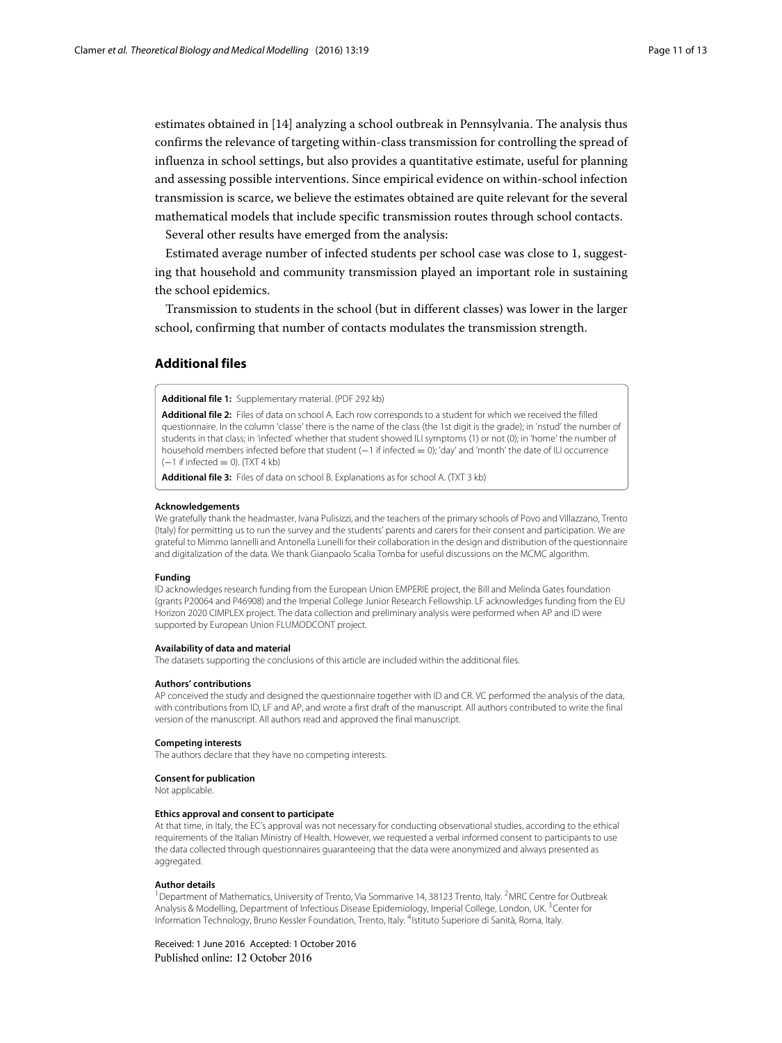estimates obtained in [14] analyzing a school outbreak in Pennsylvania. The analysis thus confirms the relevance of targeting within-class transmission for controlling the spread of influenza in school settings, but also provides a quantitative estimate, useful for planning and assessing possible interventions. Since empirical evidence on within-school infection transmission is scarce, we believe the estimates obtained are quite relevant for the several mathematical models that include specific transmission routes through school contacts.

Several other results have emerged from the analysis:

Estimated average number of infected students per school case was close to 1, suggesting that household and community transmission played an important role in sustaining the school epidemics.

Transmission to students in the school (but in different classes) was lower in the larger school, confirming that number of contacts modulates the transmission strength.

## Additional files

**Additional file 1:** Supplementary material. (PDF 292 kb)

**Additional file 2:** Files of data on school A. Each row corresponds to a student for which we received the filled questionnaire. In the column 'classe' there is the name of the class (the 1st digit is the grade); in 'nstud' the number of students in that class; in 'infected' whether that student showed ILI symptoms (1) or not (0); in 'home' the number of household members infected before that student ($-1$ if infected $= 0$); 'day' and 'month' the date of ILI occurrence ($-1$ if infected $= 0$). (TXT 4 kb)

**Additional file 3:** Files of data on school B. Explanations as for school A. (TXT 3 kb)

#### Acknowledgements

We gratefully thank the headmaster, Ivana Pulisizzi, and the teachers of the primary schools of Povo and Villazzano, Trento (Italy) for permitting us to run the survey and the students' parents and carers for their consent and participation. We are grateful to Mimmo Iannelli and Antonella Lunelli for their collaboration in the design and distribution of the questionnaire and digitalization of the data. We thank Gianpaolo Scalia Tomba for useful discussions on the MCMC algorithm.

#### Funding

ID acknowledges research funding from the European Union EMPERIE project, the Bill and Melinda Gates foundation (grants P20064 and P46908) and the Imperial College Junior Research Fellowship. LF acknowledges funding from the EU Horizon 2020 CIMPLEX project. The data collection and preliminary analysis were performed when AP and ID were supported by European Union FLUMODCONT project.

#### Availability of data and material

The datasets supporting the conclusions of this article are included within the additional files.

#### Authors' contributions

AP conceived the study and designed the questionnaire together with ID and CR. VC performed the analysis of the data, with contributions from ID, LF and AP, and wrote a first draft of the manuscript. All authors contributed to write the final version of the manuscript. All authors read and approved the final manuscript.

#### Competing interests

The authors declare that they have no competing interests.

#### Consent for publication

Not applicable.

#### Ethics approval and consent to participate

At that time, in Italy, the EC's approval was not necessary for conducting observational studies, according to the ethical requirements of the Italian Ministry of Health. However, we requested a verbal informed consent to participants to use the data collected through questionnaires guaranteeing that the data were anonymized and always presented as aggregated.

#### Author details

[1] Department of Mathematics, University of Trento, Via Sommarive 14, 38123 Trento, Italy. [2] MRC Centre for Outbreak Analysis & Modelling, Department of Infectious Disease Epidemiology, Imperial College, London, UK. [3] Center for Information Technology, Bruno Kessler Foundation, Trento, Italy. [4] Istituto Superiore di Sanità, Roma, Italy.

Received: 1 June 2016 Accepted: 1 October 2016
Published online: 12 October 2016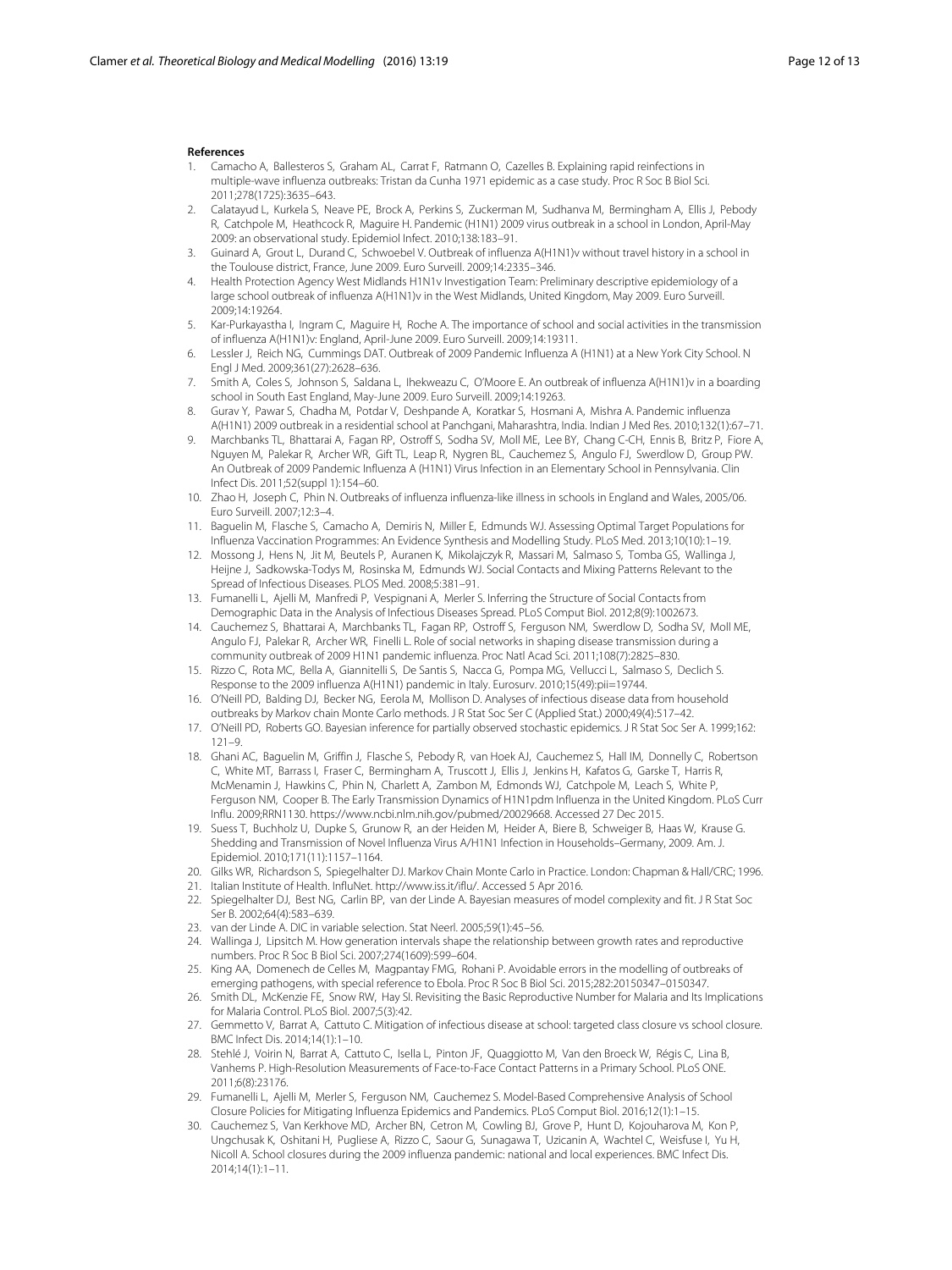#### References

1. Camacho A, Ballesteros S, Graham AL, Carrat F, Ratmann O, Cazelles B. Explaining rapid reinfections in multiple-wave influenza outbreaks: Tristan da Cunha 1971 epidemic as a case study. Proc R Soc B Biol Sci. 2011;278(1725):3635–643.
2. Calatayud L, Kurkela S, Neave PE, Brock A, Perkins S, Zuckerman M, Sudhanva M, Bermingham A, Ellis J, Pebody R, Catchpole M, Heathcock R, Maguire H. Pandemic (H1N1) 2009 virus outbreak in a school in London, April-May 2009: an observational study. Epidemiol Infect. 2010;138:183–91.
3. Guinard A, Grout L, Durand C, Schwoebel V. Outbreak of influenza A(H1N1)v without travel history in a school in the Toulouse district, France, June 2009. Euro Surveill. 2009;14:2335–346.
4. Health Protection Agency West Midlands H1N1v Investigation Team: Preliminary descriptive epidemiology of a large school outbreak of influenza A(H1N1)v in the West Midlands, United Kingdom, May 2009. Euro Surveill. 2009;14:19264.
5. Kar-Purkayastha I, Ingram C, Maguire H, Roche A. The importance of school and social activities in the transmission of influenza A(H1N1)v: England, April-June 2009. Euro Surveill. 2009;14:19311.
6. Lessler J, Reich NG, Cummings DAT. Outbreak of 2009 Pandemic Influenza A (H1N1) at a New York City School. N Engl J Med. 2009;361(27):2628–636.
7. Smith A, Coles S, Johnson S, Saldana L, Ihekweazu C, O'Moore E. An outbreak of influenza A(H1N1)v in a boarding school in South East England, May-June 2009. Euro Surveill. 2009;14:19263.
8. Gurav Y, Pawar S, Chadha M, Potdar V, Deshpande A, Koratkar S, Hosmani A, Mishra A. Pandemic influenza A(H1N1) 2009 outbreak in a residential school at Panchgani, Maharashtra, India. Indian J Med Res. 2010;132(1):67–71.
9. Marchbanks TL, Bhattarai A, Fagan RP, Ostroff S, Sodha SV, Moll ME, Lee BY, Chang C-CH, Ennis B, Britz P, Fiore A, Nguyen M, Palekar R, Archer WR, Gift TL, Leap R, Nygren BL, Cauchemez S, Angulo FJ, Swerdlow D, Group PW. An Outbreak of 2009 Pandemic Influenza A (H1N1) Virus Infection in an Elementary School in Pennsylvania. Clin Infect Dis. 2011;52(suppl 1):154–60.
10. Zhao H, Joseph C, Phin N. Outbreaks of influenza influenza-like illness in schools in England and Wales, 2005/06. Euro Surveill. 2007;12:3–4.
11. Baguelin M, Flasche S, Camacho A, Demiris N, Miller E, Edmunds WJ. Assessing Optimal Target Populations for Influenza Vaccination Programmes: An Evidence Synthesis and Modelling Study. PLoS Med. 2013;10(10):1–19.
12. Mossong J, Hens N, Jit M, Beutels P, Auranen K, Mikolajczyk R, Massari M, Salmaso S, Tomba GS, Wallinga J, Heijne J, Sadkowska-Todys M, Rosinska M, Edmunds WJ. Social Contacts and Mixing Patterns Relevant to the Spread of Infectious Diseases. PLOS Med. 2008;5:381–91.
13. Fumanelli L, Ajelli M, Manfredi P, Vespignani A, Merler S. Inferring the Structure of Social Contacts from Demographic Data in the Analysis of Infectious Diseases Spread. PLoS Comput Biol. 2012;8(9):1002673.
14. Cauchemez S, Bhattarai A, Marchbanks TL, Fagan RP, Ostroff S, Ferguson NM, Swerdlow D, Sodha SV, Moll ME, Angulo FJ, Palekar R, Archer WR, Finelli L. Role of social networks in shaping disease transmission during a community outbreak of 2009 H1N1 pandemic influenza. Proc Natl Acad Sci. 2011;108(7):2825–830.
15. Rizzo C, Rota MC, Bella A, Giannitelli S, De Santis S, Nacca G, Pompa MG, Vellucci L, Salmaso S, Declich S. Response to the 2009 influenza A(H1N1) pandemic in Italy. Eurosurv. 2010;15(49):pii=19744.
16. O'Neill PD, Balding DJ, Becker NG, Eerola M, Mollison D. Analyses of infectious disease data from household outbreaks by Markov chain Monte Carlo methods. J R Stat Soc Ser C (Applied Stat.) 2000;49(4):517–42.
17. O'Neill PD, Roberts GO. Bayesian inference for partially observed stochastic epidemics. J R Stat Soc Ser A. 1999;162: 121–9.
18. Ghani AC, Baguelin M, Griffin J, Flasche S, Pebody R, van Hoek AJ, Cauchemez S, Hall IM, Donnelly C, Robertson C, White MT, Barrass I, Fraser C, Bermingham A, Truscott J, Ellis J, Jenkins H, Kafatos G, Garske T, Harris R, McMenamin J, Hawkins C, Phin N, Charlett A, Zambon M, Edmunds WJ, Catchpole M, Leach S, White P, Ferguson NM, Cooper B. The Early Transmission Dynamics of H1N1pdm Influenza in the United Kingdom. PLoS Curr Influ. 2009;RRN1130. https://www.ncbi.nlm.nih.gov/pubmed/20029668. Accessed 27 Dec 2015.
19. Suess T, Buchholz U, Dupke S, Grunow R, an der Heiden M, Heider A, Biere B, Schweiger B, Haas W, Krause G. Shedding and Transmission of Novel Influenza Virus A/H1N1 Infection in Households–Germany, 2009. Am. J. Epidemiol. 2010;171(11):1157–1164.
20. Gilks WR, Richardson S, Spiegelhalter DJ. Markov Chain Monte Carlo in Practice. London: Chapman & Hall/CRC; 1996.
21. Italian Institute of Health. InfluNet. http://www.iss.it/iflu/. Accessed 5 Apr 2016.
22. Spiegelhalter DJ, Best NG, Carlin BP, van der Linde A. Bayesian measures of model complexity and fit. J R Stat Soc Ser B. 2002;64(4):583–639.
23. van der Linde A. DIC in variable selection. Stat Neerl. 2005;59(1):45–56.
24. Wallinga J, Lipsitch M. How generation intervals shape the relationship between growth rates and reproductive numbers. Proc R Soc B Biol Sci. 2007;274(1609):599–604.
25. King AA, Domenech de Celles M, Magpantay FMG, Rohani P. Avoidable errors in the modelling of outbreaks of emerging pathogens, with special reference to Ebola. Proc R Soc B Biol Sci. 2015;282:20150347–0150347.
26. Smith DL, McKenzie FE, Snow RW, Hay SI. Revisiting the Basic Reproductive Number for Malaria and Its Implications for Malaria Control. PLoS Biol. 2007;5(3):42.
27. Gemmetto V, Barrat A, Cattuto C. Mitigation of infectious disease at school: targeted class closure vs school closure. BMC Infect Dis. 2014;14(1):1–10.
28. Stehlé J, Voirin N, Barrat A, Cattuto C, Isella L, Pinton JF, Quaggiotto M, Van den Broeck W, Régis C, Lina B, Vanhems P. High-Resolution Measurements of Face-to-Face Contact Patterns in a Primary School. PLoS ONE. 2011;6(8):23176.
29. Fumanelli L, Ajelli M, Merler S, Ferguson NM, Cauchemez S. Model-Based Comprehensive Analysis of School Closure Policies for Mitigating Influenza Epidemics and Pandemics. PLoS Comput Biol. 2016;12(1):1–15.
30. Cauchemez S, Van Kerkhove MD, Archer BN, Cetron M, Cowling BJ, Grove P, Hunt D, Kojouharova M, Kon P, Ungchusak K, Oshitani H, Pugliese A, Rizzo C, Saour G, Sunagawa T, Uzicanin A, Wachtel C, Weisfuse I, Yu H, Nicoll A. School closures during the 2009 influenza pandemic: national and local experiences. BMC Infect Dis. 2014;14(1):1–11.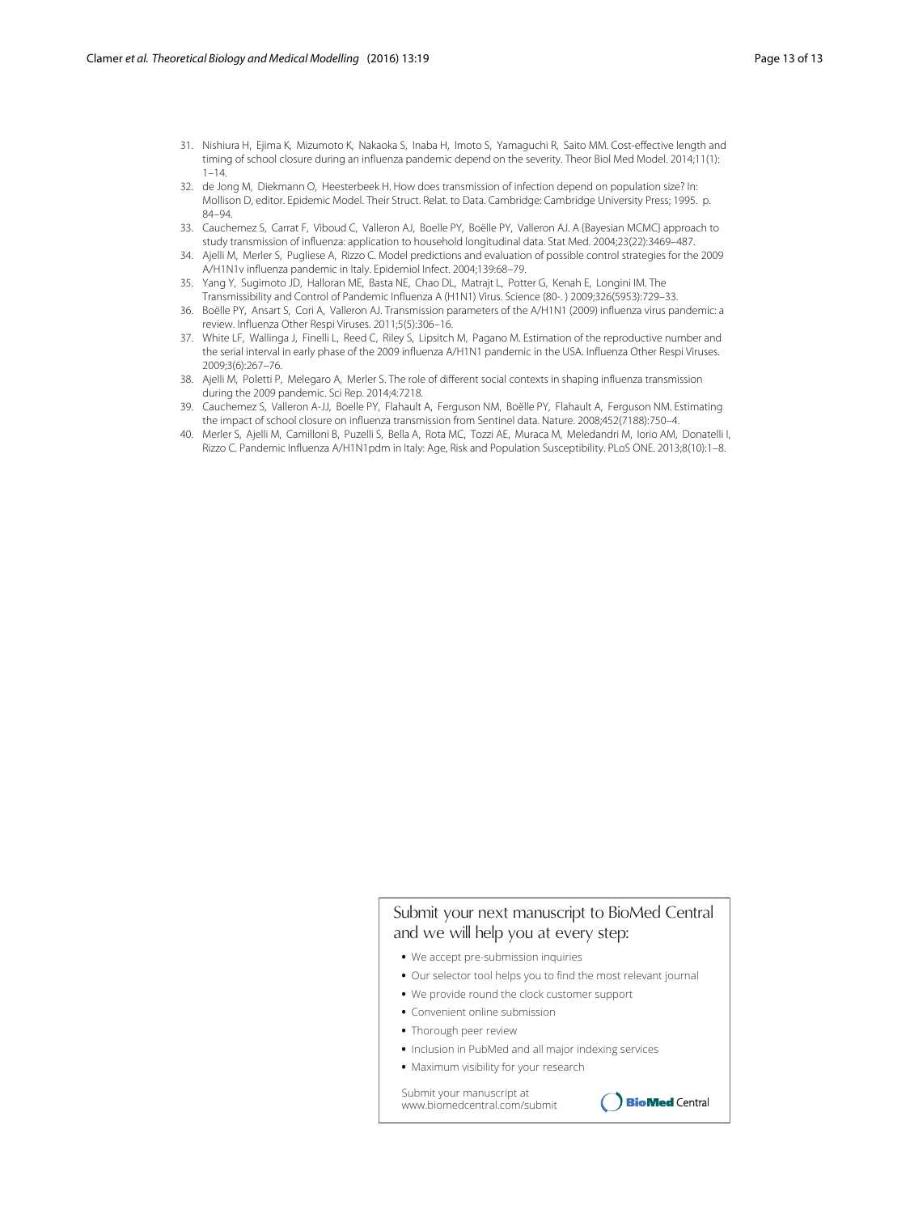31. Nishiura H, Ejima K, Mizumoto K, Nakaoka S, Inaba H, Imoto S, Yamaguchi R, Saito MM. Cost-effective length and timing of school closure during an influenza pandemic depend on the severity. Theor Biol Med Model. 2014;11(1): 1–14.
32. de Jong M, Diekmann O, Heesterbeek H. How does transmission of infection depend on population size? In: Mollison D, editor. Epidemic Model. Their Struct. Relat. to Data. Cambridge: Cambridge University Press; 1995. p. 84–94.
33. Cauchemez S, Carrat F, Viboud C, Valleron AJ, Boelle PY, Boëlle PY, Valleron AJ. A {Bayesian MCMC} approach to study transmission of influenza: application to household longitudinal data. Stat Med. 2004;23(22):3469–487.
34. Ajelli M, Merler S, Pugliese A, Rizzo C. Model predictions and evaluation of possible control strategies for the 2009 A/H1N1v influenza pandemic in Italy. Epidemiol Infect. 2004;139:68–79.
35. Yang Y, Sugimoto JD, Halloran ME, Basta NE, Chao DL, Matrajt L, Potter G, Kenah E, Longini IM. The Transmissibility and Control of Pandemic Influenza A (H1N1) Virus. Science (80-. ) 2009;326(5953):729–33.
36. Boëlle PY, Ansart S, Cori A, Valleron AJ. Transmission parameters of the A/H1N1 (2009) influenza virus pandemic: a review. Influenza Other Respi Viruses. 2011;5(5):306–16.
37. White LF, Wallinga J, Finelli L, Reed C, Riley S, Lipsitch M, Pagano M. Estimation of the reproductive number and the serial interval in early phase of the 2009 influenza A/H1N1 pandemic in the USA. Influenza Other Respi Viruses. 2009;3(6):267–76.
38. Ajelli M, Poletti P, Melegaro A, Merler S. The role of different social contexts in shaping influenza transmission during the 2009 pandemic. Sci Rep. 2014;4:7218.
39. Cauchemez S, Valleron A-JJ, Boelle PY, Flahault A, Ferguson NM, Boëlle PY, Flahault A, Ferguson NM. Estimating the impact of school closure on influenza transmission from Sentinel data. Nature. 2008;452(7188):750–4.
40. Merler S, Ajelli M, Camilloni B, Puzelli S, Bella A, Rota MC, Tozzi AE, Muraca M, Meledandri M, Iorio AM, Donatelli I, Rizzo C. Pandemic Influenza A/H1N1pdm in Italy: Age, Risk and Population Susceptibility. PLoS ONE. 2013;8(10):1–8.

Submit your next manuscript to BioMed Central and we will help you at every step:

- We accept pre-submission inquiries
- Our selector tool helps you to find the most relevant journal
- We provide round the clock customer support
- Convenient online submission
- Thorough peer review
- Inclusion in PubMed and all major indexing services
- Maximum visibility for your research

Submit your manuscript at www.biomedcentral.com/submit

BioMed Central